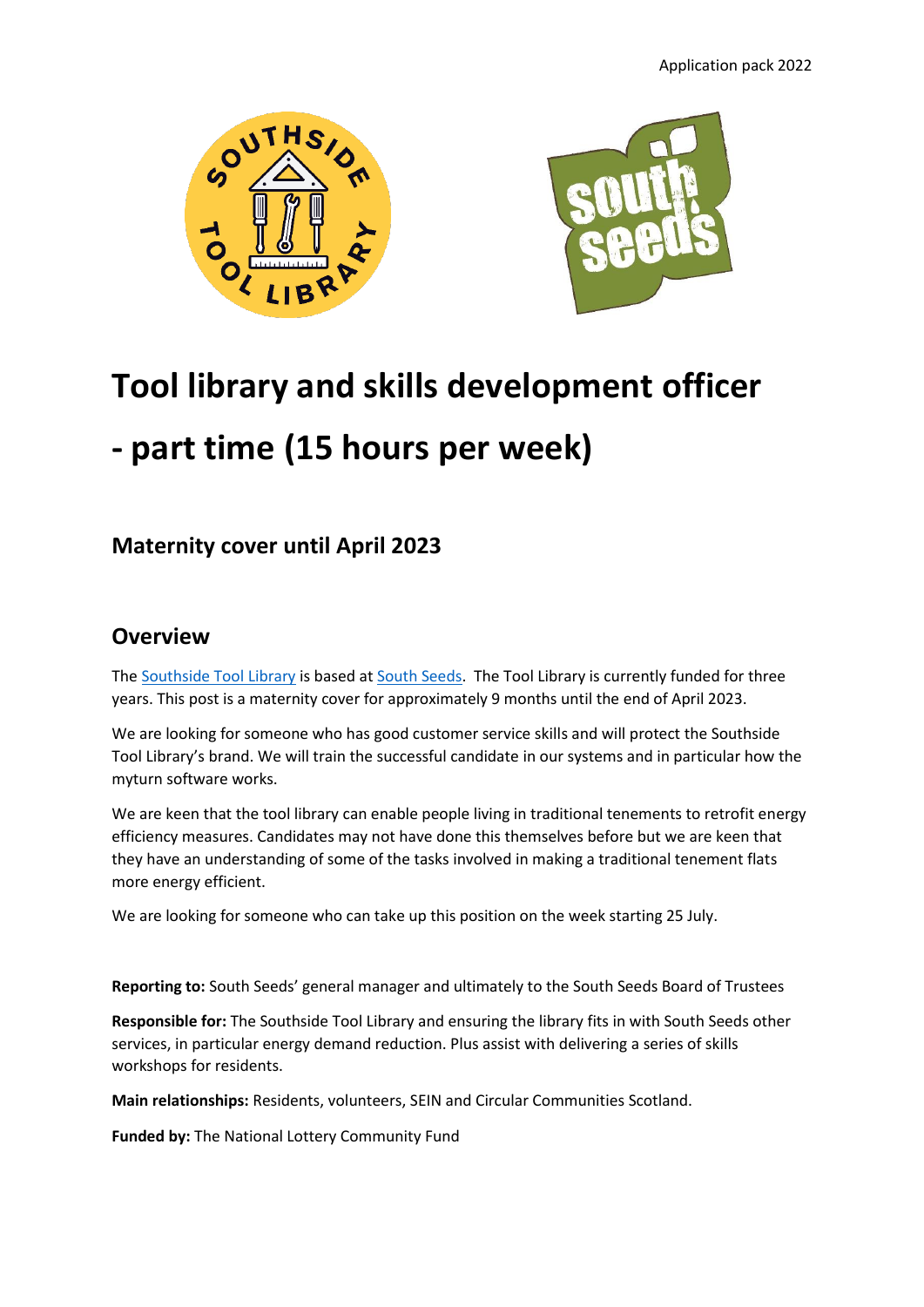# Tool library and skills development officer - part time (15 hours per week)

## Maternity cover until April 2023

## Overview

The Southside Tool Library is based at South Seeds. The Tool Library is currently funded for three years. This post is a maternity cover for approximately 9 months until the end of April 2023.

We are looking for someone who has good customer service skills and will protect the Southside Tool Library's brand. We will train the successful candidate in our systems and in particular how the myturn software works.

We are keen that the tool library can enable people living in traditional tenements to retrofit energy efficiency measures. Candidates may not have done this themselves before but we are keen that they have an understanding of some of the tasks involved in making a traditional tenement flats more energy efficient.

We are looking for someone who can take up this position on the week starting 25 July.

**Reporting to:** South Seeds' general manager and ultimately to the South Seeds Board of Trustees

**Responsible for:** The Southside Tool Library and ensuring the library fits in with South Seeds other services, in particular energy demand reduction. Plus assist with delivering a series of skills workshops for residents.

**Main relationships:** Residents, volunteers, SEIN and Circular Communities Scotland.

**Funded by:** The National Lottery Community Fund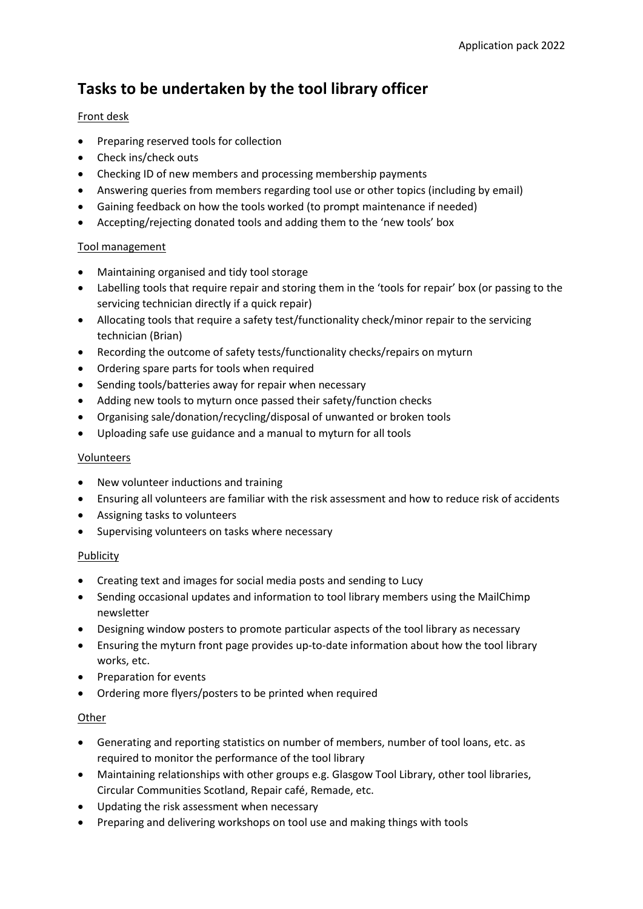# Tasks to be undertaken by the tool library officer

Front desk

- Preparing reserved tools for collection
- Check ins/check outs
- Checking ID of new members and processing membership payments
- Answering queries from members regarding tool use or other topics (including by email)
- Gaining feedback on how the tools worked (to prompt maintenance if needed)
- Accepting/rejecting donated tools and adding them to the 'new tools' box

Tool management

- Maintaining organised and tidy tool storage
- Labelling tools that require repair and storing them in the 'tools for repair' box (or passing to the servicing technician directly if a quick repair)
- Allocating tools that require a safety test/functionality check/minor repair to the servicing technician (Brian)
- Recording the outcome of safety tests/functionality checks/repairs on myturn
- Ordering spare parts for tools when required
- Sending tools/batteries away for repair when necessary
- Adding new tools to myturn once passed their safety/function checks
- Organising sale/donation/recycling/disposal of unwanted or broken tools
- Uploading safe use guidance and a manual to myturn for all tools

Volunteers

- New volunteer inductions and training
- Ensuring all volunteers are familiar with the risk assessment and how to reduce risk of accidents
- Assigning tasks to volunteers
- Supervising volunteers on tasks where necessary

Publicity

- Creating text and images for social media posts and sending to Lucy
- Sending occasional updates and information to tool library members using the MailChimp newsletter
- Designing window posters to promote particular aspects of the tool library as necessary
- Ensuring the myturn front page provides up-to-date information about how the tool library works, etc.
- Preparation for events
- Ordering more flyers/posters to be printed when required

Other

- Generating and reporting statistics on number of members, number of tool loans, etc. as required to monitor the performance of the tool library
- Maintaining relationships with other groups e.g. Glasgow Tool Library, other tool libraries, Circular Communities Scotland, Repair café, Remade, etc.
- Updating the risk assessment when necessary
- Preparing and delivering workshops on tool use and making things with tools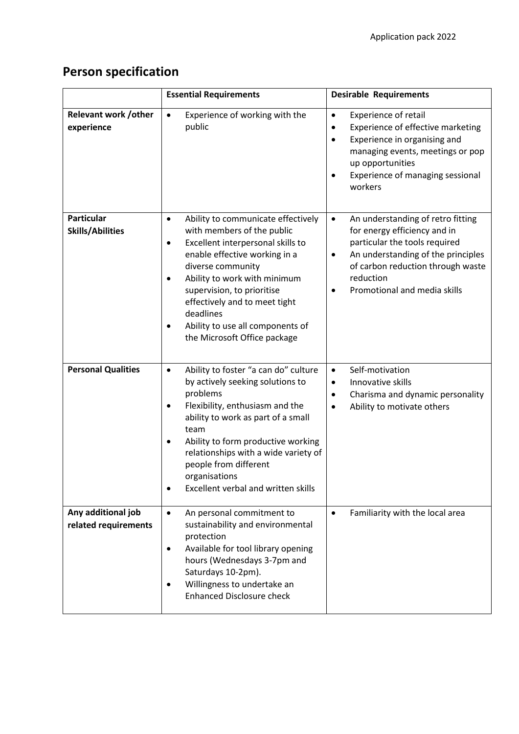## Person specification

| | Essential Requirements | Desirable Requirements |
|---|---|---|
| **Relevant work /other experience** | • Experience of working with the public | • Experience of retail<br>• Experience of effective marketing<br>• Experience in organising and managing events, meetings or pop up opportunities<br>• Experience of managing sessional workers |
| **Particular Skills/Abilities** | • Ability to communicate effectively with members of the public<br>• Excellent interpersonal skills to enable effective working in a diverse community<br>• Ability to work with minimum supervision, to prioritise effectively and to meet tight deadlines<br>• Ability to use all components of the Microsoft Office package | • An understanding of retro fitting for energy efficiency and in particular the tools required<br>• An understanding of the principles of carbon reduction through waste reduction<br>• Promotional and media skills |
| **Personal Qualities** | • Ability to foster "a can do" culture by actively seeking solutions to problems<br>• Flexibility, enthusiasm and the ability to work as part of a small team<br>• Ability to form productive working relationships with a wide variety of people from different organisations<br>• Excellent verbal and written skills | • Self-motivation<br>• Innovative skills<br>• Charisma and dynamic personality<br>• Ability to motivate others |
| **Any additional job related requirements** | • An personal commitment to sustainability and environmental protection<br>• Available for tool library opening hours (Wednesdays 3-7pm and Saturdays 10-2pm).<br>• Willingness to undertake an Enhanced Disclosure check | • Familiarity with the local area |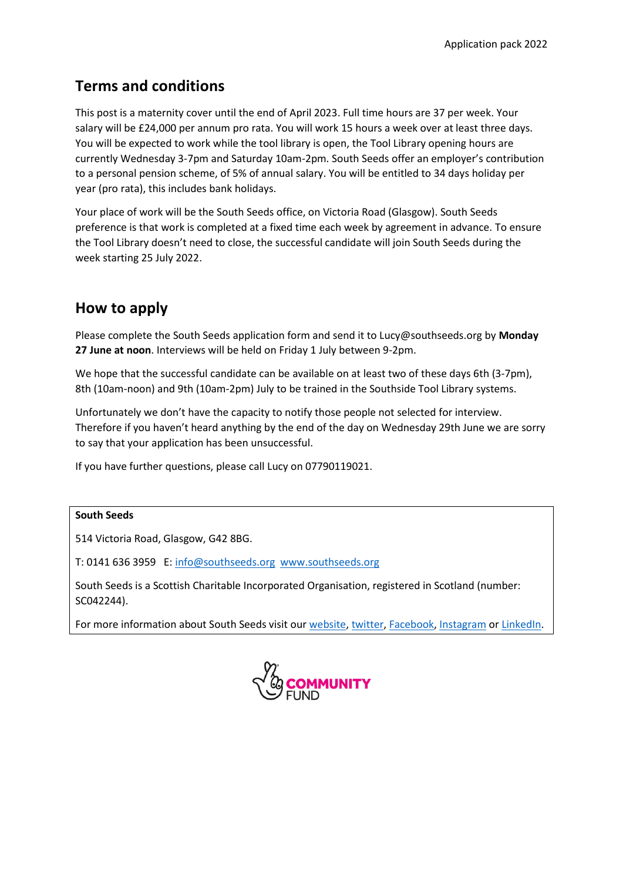## Terms and conditions

This post is a maternity cover until the end of April 2023. Full time hours are 37 per week. Your salary will be £24,000 per annum pro rata. You will work 15 hours a week over at least three days. You will be expected to work while the tool library is open, the Tool Library opening hours are currently Wednesday 3-7pm and Saturday 10am-2pm. South Seeds offer an employer's contribution to a personal pension scheme, of 5% of annual salary. You will be entitled to 34 days holiday per year (pro rata), this includes bank holidays.

Your place of work will be the South Seeds office, on Victoria Road (Glasgow). South Seeds preference is that work is completed at a fixed time each week by agreement in advance. To ensure the Tool Library doesn't need to close, the successful candidate will join South Seeds during the week starting 25 July 2022.

## How to apply

Please complete the South Seeds application form and send it to Lucy@southseeds.org by **Monday 27 June at noon**. Interviews will be held on Friday 1 July between 9-2pm.

We hope that the successful candidate can be available on at least two of these days 6th (3-7pm), 8th (10am-noon) and 9th (10am-2pm) July to be trained in the Southside Tool Library systems.

Unfortunately we don't have the capacity to notify those people not selected for interview. Therefore if you haven't heard anything by the end of the day on Wednesday 29th June we are sorry to say that your application has been unsuccessful.

If you have further questions, please call Lucy on 07790119021.

**South Seeds**

514 Victoria Road, Glasgow, G42 8BG.

T: 0141 636 3959 E: info@southseeds.org www.southseeds.org

South Seeds is a Scottish Charitable Incorporated Organisation, registered in Scotland (number: SC042244).

For more information about South Seeds visit our website, twitter, Facebook, Instagram or LinkedIn.

COMMUNITY FUND